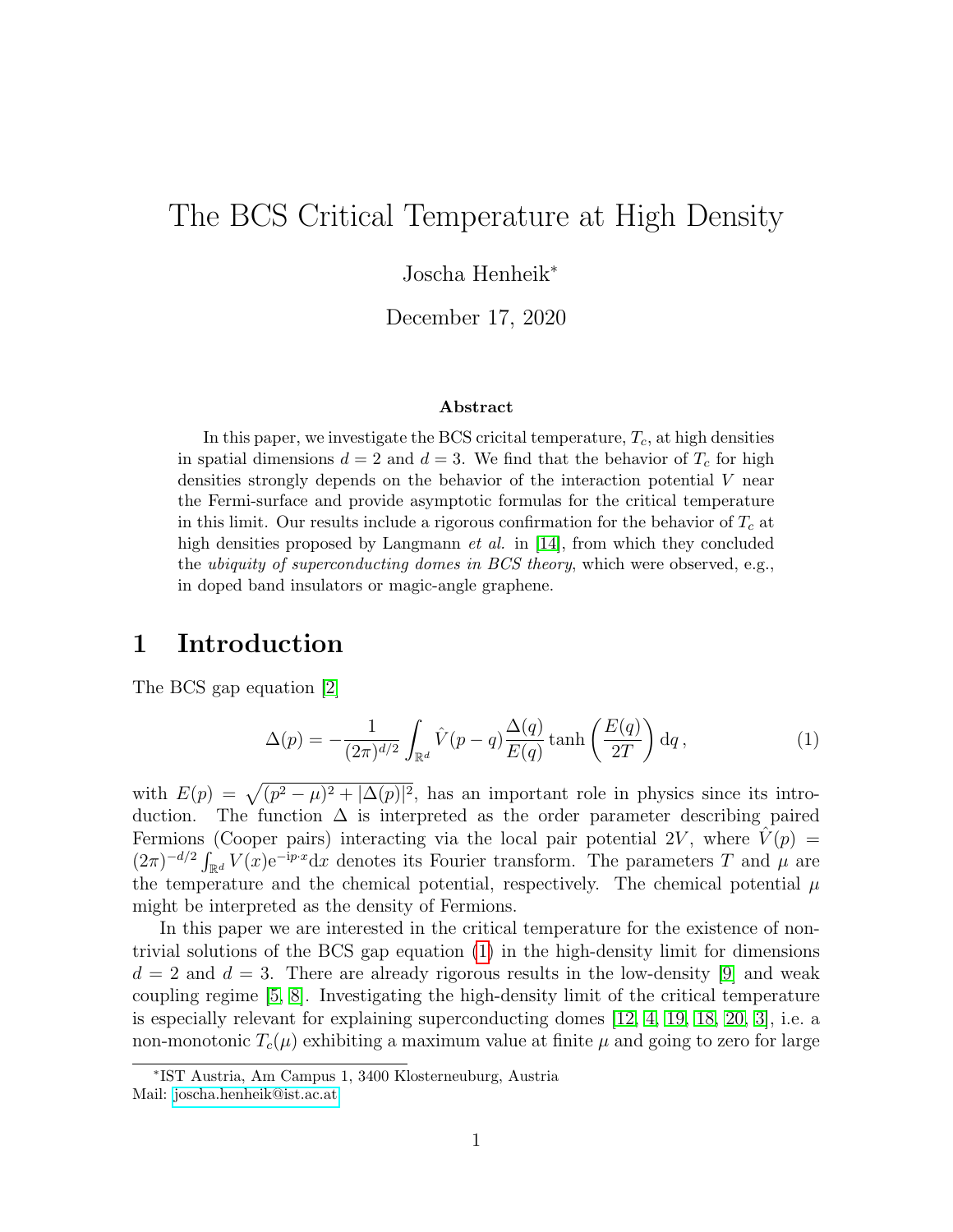# The BCS Critical Temperature at High Density

Joscha Henheik*

December 17, 2020

### Abstract

In this paper, we investigate the BCS cricital temperature, $T_c$, at high densities in spatial dimensions $d = 2$ and $d = 3$. We find that the behavior of $T_c$ for high densities strongly depends on the behavior of the interaction potential $V$ near the Fermi-surface and provide asymptotic formulas for the critical temperature in this limit. Our results include a rigorous confirmation for the behavior of $T_c$ at high densities proposed by Langmann *et al.* in [14], from which they concluded the *ubiquity of superconducting domes in BCS theory*, which were observed, e.g., in doped band insulators or magic-angle graphene.

## 1 Introduction

The BCS gap equation [2]

$$\Delta(p) = -\frac{1}{(2\pi)^{d/2}} \int_{\mathbb{R}^d} \hat{V}(p-q) \frac{\Delta(q)}{E(q)} \tanh\left(\frac{E(q)}{2T}\right) \mathrm{d}q\,, \tag{1}$$

with $E(p) = \sqrt{(p^2 - \mu)^2 + |\Delta(p)|^2}$, has an important role in physics since its introduction. The function $\Delta$ is interpreted as the order parameter describing paired Fermions (Cooper pairs) interacting via the local pair potential $2V$, where $\hat{V}(p) = (2\pi)^{-d/2} \int_{\mathbb{R}^d} V(x) \mathrm{e}^{-\mathrm{i}p\cdot x} \mathrm{d}x$ denotes its Fourier transform. The parameters $T$ and $\mu$ are the temperature and the chemical potential, respectively. The chemical potential $\mu$ might be interpreted as the density of Fermions.

In this paper we are interested in the critical temperature for the existence of non-trivial solutions of the BCS gap equation (1) in the high-density limit for dimensions $d = 2$ and $d = 3$. There are already rigorous results in the low-density [9] and weak coupling regime [5, 8]. Investigating the high-density limit of the critical temperature is especially relevant for explaining superconducting domes [12, 4, 19, 18, 20, 3], i.e. a non-monotonic $T_c(\mu)$ exhibiting a maximum value at finite $\mu$ and going to zero for large

*IST Austria, Am Campus 1, 3400 Klosterneuburg, Austria
Mail: joscha.henheik@ist.ac.at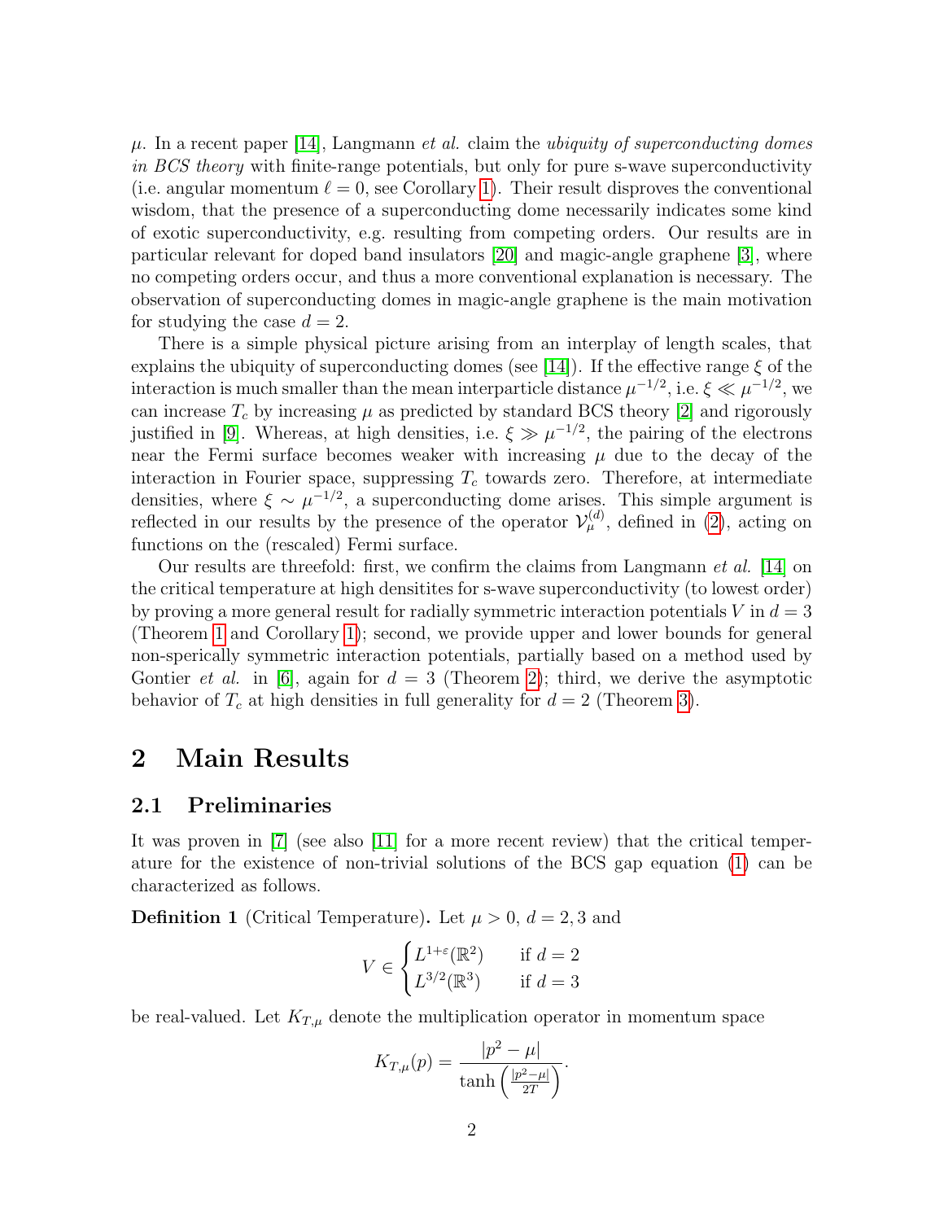$\mu$. In a recent paper [14], Langmann *et al.* claim the *ubiquity of superconducting domes in BCS theory* with finite-range potentials, but only for pure s-wave superconductivity (i.e. angular momentum $\ell = 0$, see Corollary 1). Their result disproves the conventional wisdom, that the presence of a superconducting dome necessarily indicates some kind of exotic superconductivity, e.g. resulting from competing orders. Our results are in particular relevant for doped band insulators [20] and magic-angle graphene [3], where no competing orders occur, and thus a more conventional explanation is necessary. The observation of superconducting domes in magic-angle graphene is the main motivation for studying the case $d = 2$.

There is a simple physical picture arising from an interplay of length scales, that explains the ubiquity of superconducting domes (see [14]). If the effective range $\xi$ of the interaction is much smaller than the mean interparticle distance $\mu^{-1/2}$, i.e. $\xi \ll \mu^{-1/2}$, we can increase $T_c$ by increasing $\mu$ as predicted by standard BCS theory [2] and rigorously justified in [9]. Whereas, at high densities, i.e. $\xi \gg \mu^{-1/2}$, the pairing of the electrons near the Fermi surface becomes weaker with increasing $\mu$ due to the decay of the interaction in Fourier space, suppressing $T_c$ towards zero. Therefore, at intermediate densities, where $\xi \sim \mu^{-1/2}$, a superconducting dome arises. This simple argument is reflected in our results by the presence of the operator $\mathcal{V}_\mu^{(d)}$, defined in (2), acting on functions on the (rescaled) Fermi surface.

Our results are threefold: first, we confirm the claims from Langmann *et al.* [14] on the critical temperature at high densitites for s-wave superconductivity (to lowest order) by proving a more general result for radially symmetric interaction potentials $V$ in $d = 3$ (Theorem 1 and Corollary 1); second, we provide upper and lower bounds for general non-sperically symmetric interaction potentials, partially based on a method used by Gontier *et al.* in [6], again for $d = 3$ (Theorem 2); third, we derive the asymptotic behavior of $T_c$ at high densities in full generality for $d = 2$ (Theorem 3).

# 2 Main Results

## 2.1 Preliminaries

It was proven in [7] (see also [11] for a more recent review) that the critical temperature for the existence of non-trivial solutions of the BCS gap equation (1) can be characterized as follows.

**Definition 1** (Critical Temperature)**.** Let $\mu > 0$, $d = 2, 3$ and

$$V \in \begin{cases} L^{1+\varepsilon}(\mathbb{R}^2) & \text{if } d = 2 \\ L^{3/2}(\mathbb{R}^3) & \text{if } d = 3 \end{cases}$$

be real-valued. Let $K_{T,\mu}$ denote the multiplication operator in momentum space

$$K_{T,\mu}(p) = \frac{|p^2 - \mu|}{\tanh\left(\frac{|p^2-\mu|}{2T}\right)}.$$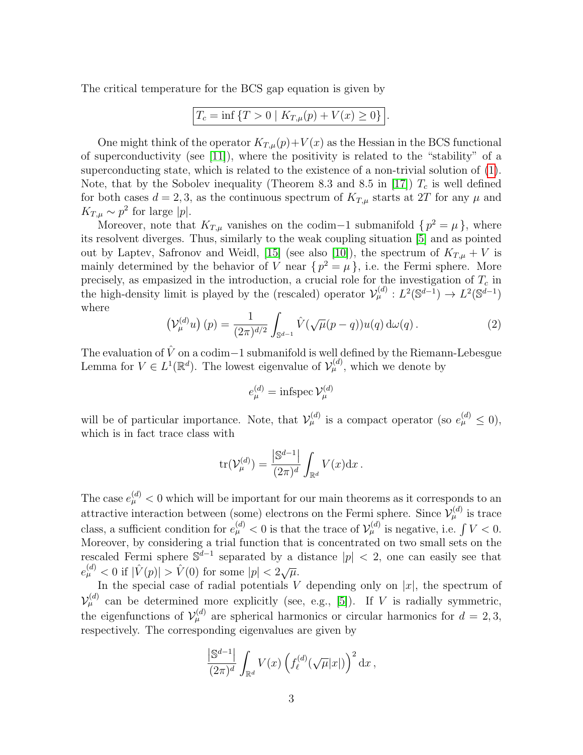The critical temperature for the BCS gap equation is given by

$$\boxed{T_c = \inf \{ T > 0 \mid K_{T,\mu}(p) + V(x) \geq 0 \}}.$$

One might think of the operator $K_{T,\mu}(p)+V(x)$ as the Hessian in the BCS functional of superconductivity (see [11]), where the positivity is related to the "stability" of a superconducting state, which is related to the existence of a non-trivial solution of (1). Note, that by the Sobolev inequality (Theorem 8.3 and 8.5 in [17]) $T_c$ is well defined for both cases $d = 2, 3$, as the continuous spectrum of $K_{T,\mu}$ starts at $2T$ for any $\mu$ and $K_{T,\mu} \sim p^2$ for large $|p|$.

Moreover, note that $K_{T,\mu}$ vanishes on the codim$-1$ submanifold $\{ p^2 = \mu \}$, where its resolvent diverges. Thus, similarly to the weak coupling situation [5] and as pointed out by Laptev, Safronov and Weidl, [15] (see also [10]), the spectrum of $K_{T,\mu} + V$ is mainly determined by the behavior of $V$ near $\{ p^2 = \mu \}$, i.e. the Fermi sphere. More precisely, as empasized in the introduction, a crucial role for the investigation of $T_c$ in the high-density limit is played by the (rescaled) operator $\mathcal{V}_\mu^{(d)} : L^2(\mathbb{S}^{d-1}) \to L^2(\mathbb{S}^{d-1})$ where

$$\left(\mathcal{V}_\mu^{(d)} u\right)(p) = \frac{1}{(2\pi)^{d/2}} \int_{\mathbb{S}^{d-1}} \hat{V}(\sqrt{\mu}(p-q)) u(q) \, \mathrm{d}\omega(q) \,. \tag{2}$$

The evaluation of $\hat{V}$ on a codim$-1$ submanifold is well defined by the Riemann-Lebesgue Lemma for $V \in L^1(\mathbb{R}^d)$. The lowest eigenvalue of $\mathcal{V}_\mu^{(d)}$, which we denote by

$$e_\mu^{(d)} = \operatorname{infspec} \mathcal{V}_\mu^{(d)}$$

will be of particular importance. Note, that $\mathcal{V}_\mu^{(d)}$ is a compact operator (so $e_\mu^{(d)} \leq 0$), which is in fact trace class with

$$\operatorname{tr}(\mathcal{V}_\mu^{(d)}) = \frac{\left|\mathbb{S}^{d-1}\right|}{(2\pi)^d} \int_{\mathbb{R}^d} V(x) \mathrm{d}x \,.$$

The case $e_\mu^{(d)} < 0$ which will be important for our main theorems as it corresponds to an attractive interaction between (some) electrons on the Fermi sphere. Since $\mathcal{V}_\mu^{(d)}$ is trace class, a sufficient condition for $e_\mu^{(d)} < 0$ is that the trace of $\mathcal{V}_\mu^{(d)}$ is negative, i.e. $\int V < 0$. Moreover, by considering a trial function that is concentrated on two small sets on the rescaled Fermi sphere $\mathbb{S}^{d-1}$ separated by a distance $|p| < 2$, one can easily see that $e_\mu^{(d)} < 0$ if $|\hat{V}(p)| > \hat{V}(0)$ for some $|p| < 2\sqrt{\mu}$.

In the special case of radial potentials $V$ depending only on $|x|$, the spectrum of $\mathcal{V}_\mu^{(d)}$ can be determined more explicitly (see, e.g., [5]). If $V$ is radially symmetric, the eigenfunctions of $\mathcal{V}_\mu^{(d)}$ are spherical harmonics or circular harmonics for $d = 2, 3$, respectively. The corresponding eigenvalues are given by

$$\frac{\left|\mathbb{S}^{d-1}\right|}{(2\pi)^d} \int_{\mathbb{R}^d} V(x) \left(f_\ell^{(d)}(\sqrt{\mu}|x|)\right)^2 \mathrm{d}x \,,$$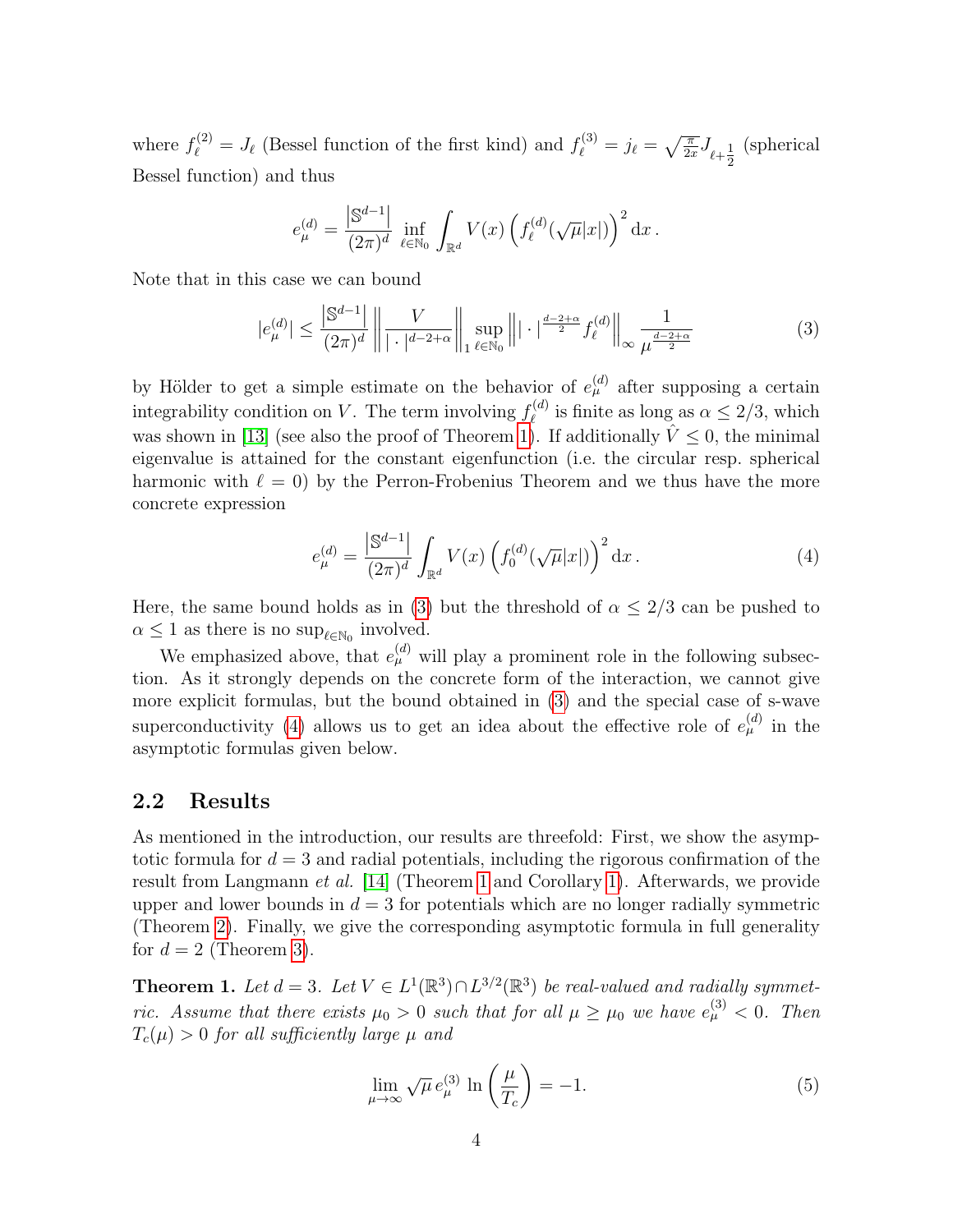where $f_\ell^{(2)} = J_\ell$ (Bessel function of the first kind) and $f_\ell^{(3)} = j_\ell = \sqrt{\frac{\pi}{2x}} J_{\ell+\frac{1}{2}}$ (spherical Bessel function) and thus

$$e_\mu^{(d)} = \frac{\left|\mathbb{S}^{d-1}\right|}{(2\pi)^d} \inf_{\ell \in \mathbb{N}_0} \int_{\mathbb{R}^d} V(x) \left(f_\ell^{(d)}(\sqrt{\mu}|x|)\right)^2 \mathrm{d}x \,.$$

Note that in this case we can bound

$$|e_\mu^{(d)}| \leq \frac{\left|\mathbb{S}^{d-1}\right|}{(2\pi)^d} \left\| \frac{V}{|\cdot|^{d-2+\alpha}} \right\|_1 \sup_{\ell \in \mathbb{N}_0} \left\| |\cdot|^{\frac{d-2+\alpha}{2}} f_\ell^{(d)} \right\|_\infty \frac{1}{\mu^{\frac{d-2+\alpha}{2}}} \tag{3}$$

by Hölder to get a simple estimate on the behavior of $e_\mu^{(d)}$ after supposing a certain integrability condition on $V$. The term involving $f_\ell^{(d)}$ is finite as long as $\alpha \leq 2/3$, which was shown in [13] (see also the proof of Theorem 1). If additionally $\hat{V} \leq 0$, the minimal eigenvalue is attained for the constant eigenfunction (i.e. the circular resp. spherical harmonic with $\ell = 0$) by the Perron-Frobenius Theorem and we thus have the more concrete expression

$$e_\mu^{(d)} = \frac{\left|\mathbb{S}^{d-1}\right|}{(2\pi)^d} \int_{\mathbb{R}^d} V(x) \left(f_0^{(d)}(\sqrt{\mu}|x|)\right)^2 \mathrm{d}x \,. \tag{4}$$

Here, the same bound holds as in (3) but the threshold of $\alpha \leq 2/3$ can be pushed to $\alpha \leq 1$ as there is no $\sup_{\ell \in \mathbb{N}_0}$ involved.

We emphasized above, that $e_\mu^{(d)}$ will play a prominent role in the following subsection. As it strongly depends on the concrete form of the interaction, we cannot give more explicit formulas, but the bound obtained in (3) and the special case of s-wave superconductivity (4) allows us to get an idea about the effective role of $e_\mu^{(d)}$ in the asymptotic formulas given below.

## 2.2 Results

As mentioned in the introduction, our results are threefold: First, we show the asymptotic formula for $d = 3$ and radial potentials, including the rigorous confirmation of the result from Langmann *et al.* [14] (Theorem 1 and Corollary 1). Afterwards, we provide upper and lower bounds in $d = 3$ for potentials which are no longer radially symmetric (Theorem 2). Finally, we give the corresponding asymptotic formula in full generality for $d = 2$ (Theorem 3).

**Theorem 1.** *Let $d = 3$. Let $V \in L^1(\mathbb{R}^3) \cap L^{3/2}(\mathbb{R}^3)$ be real-valued and radially symmetric. Assume that there exists $\mu_0 > 0$ such that for all $\mu \geq \mu_0$ we have $e_\mu^{(3)} < 0$. Then $T_c(\mu) > 0$ for all sufficiently large $\mu$ and*

$$\lim_{\mu \to \infty} \sqrt{\mu}\, e_\mu^{(3)} \ln\left(\frac{\mu}{T_c}\right) = -1. \tag{5}$$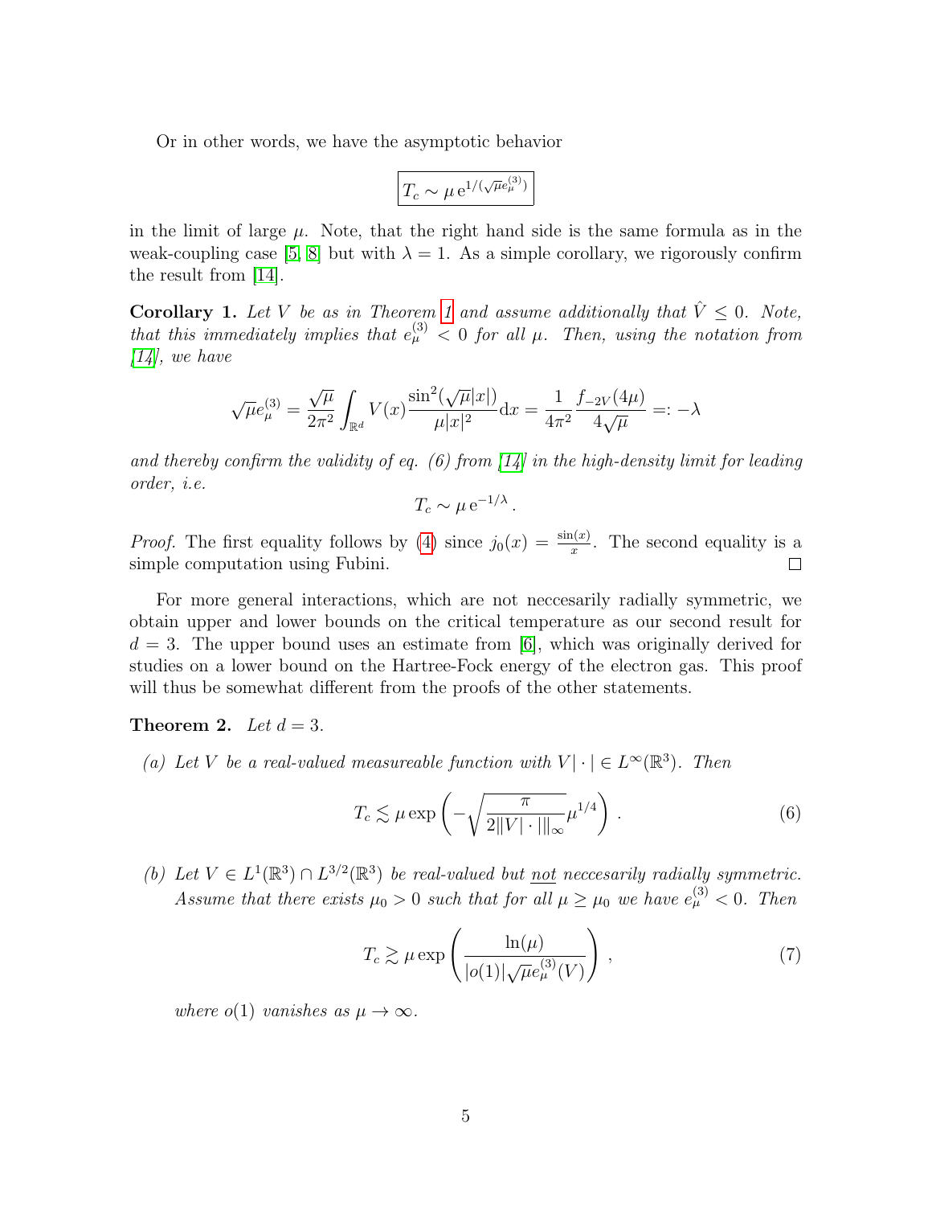Or in other words, we have the asymptotic behavior

$$\boxed{T_c \sim \mu \, \mathrm{e}^{1/(\sqrt{\mu} e_\mu^{(3)})}}$$

in the limit of large $\mu$. Note, that the right hand side is the same formula as in the weak-coupling case [5, 8] but with $\lambda = 1$. As a simple corollary, we rigorously confirm the result from [14].

**Corollary 1.** *Let $V$ be as in Theorem 1 and assume additionally that $\hat{V} \leq 0$. Note, that this immediately implies that $e_\mu^{(3)} < 0$ for all $\mu$. Then, using the notation from [14], we have*

$$\sqrt{\mu} e_\mu^{(3)} = \frac{\sqrt{\mu}}{2\pi^2} \int_{\mathbb{R}^d} V(x) \frac{\sin^2(\sqrt{\mu}|x|)}{\mu |x|^2} \mathrm{d}x = \frac{1}{4\pi^2} \frac{f_{-2V}(4\mu)}{4\sqrt{\mu}} =: -\lambda$$

*and thereby confirm the validity of eq. (6) from [14] in the high-density limit for leading order, i.e.*

$$T_c \sim \mu \, \mathrm{e}^{-1/\lambda} \, .$$

*Proof.* The first equality follows by (4) since $j_0(x) = \frac{\sin(x)}{x}$. The second equality is a simple computation using Fubini. $\square$

For more general interactions, which are not neccesarily radially symmetric, we obtain upper and lower bounds on the critical temperature as our second result for $d = 3$. The upper bound uses an estimate from [6], which was originally derived for studies on a lower bound on the Hartree-Fock energy of the electron gas. This proof will thus be somewhat different from the proofs of the other statements.

**Theorem 2.** *Let $d = 3$.*

*(a) Let $V$ be a real-valued measureable function with $V|\cdot| \in L^\infty(\mathbb{R}^3)$. Then*

$$T_c \lesssim \mu \exp\left( -\sqrt{\frac{\pi}{2\|V|\cdot|\|_\infty}} \mu^{1/4} \right) . \tag{6}$$

*(b) Let $V \in L^1(\mathbb{R}^3) \cap L^{3/2}(\mathbb{R}^3)$ be real-valued but not neccesarily radially symmetric. Assume that there exists $\mu_0 > 0$ such that for all $\mu \geq \mu_0$ we have $e_\mu^{(3)} < 0$. Then*

$$T_c \gtrsim \mu \exp\left( \frac{\ln(\mu)}{|o(1)| \sqrt{\mu} e_\mu^{(3)}(V)} \right) , \tag{7}$$

*where $o(1)$ vanishes as $\mu \to \infty$.*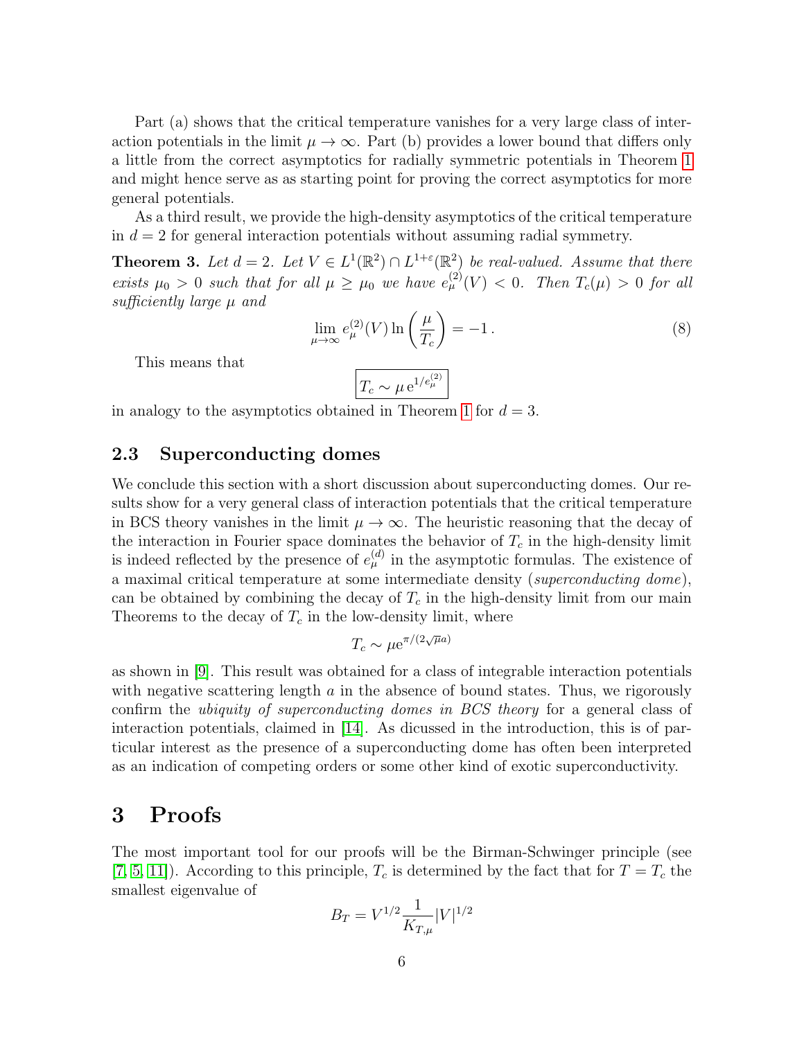Part (a) shows that the critical temperature vanishes for a very large class of interaction potentials in the limit $\mu \to \infty$. Part (b) provides a lower bound that differs only a little from the correct asymptotics for radially symmetric potentials in Theorem 1 and might hence serve as as starting point for proving the correct asymptotics for more general potentials.

As a third result, we provide the high-density asymptotics of the critical temperature in $d = 2$ for general interaction potentials without assuming radial symmetry.

**Theorem 3.** *Let $d = 2$. Let $V \in L^1(\mathbb{R}^2) \cap L^{1+\varepsilon}(\mathbb{R}^2)$ be real-valued. Assume that there exists $\mu_0 > 0$ such that for all $\mu \geq \mu_0$ we have $e_\mu^{(2)}(V) < 0$. Then $T_c(\mu) > 0$ for all sufficiently large $\mu$ and*

$$\lim_{\mu \to \infty} e_\mu^{(2)}(V) \ln\left(\frac{\mu}{T_c}\right) = -1\,. \tag{8}$$

This means that

$$\boxed{T_c \sim \mu\, \mathrm{e}^{1/e_\mu^{(2)}}}$$

in analogy to the asymptotics obtained in Theorem 1 for $d = 3$.

### 2.3 Superconducting domes

We conclude this section with a short discussion about superconducting domes. Our results show for a very general class of interaction potentials that the critical temperature in BCS theory vanishes in the limit $\mu \to \infty$. The heuristic reasoning that the decay of the interaction in Fourier space dominates the behavior of $T_c$ in the high-density limit is indeed reflected by the presence of $e_\mu^{(d)}$ in the asymptotic formulas. The existence of a maximal critical temperature at some intermediate density (*superconducting dome*), can be obtained by combining the decay of $T_c$ in the high-density limit from our main Theorems to the decay of $T_c$ in the low-density limit, where

$$T_c \sim \mu \mathrm{e}^{\pi/(2\sqrt{\mu} a)}$$

as shown in [9]. This result was obtained for a class of integrable interaction potentials with negative scattering length $a$ in the absence of bound states. Thus, we rigorously confirm the *ubiquity of superconducting domes in BCS theory* for a general class of interaction potentials, claimed in [14]. As dicussed in the introduction, this is of particular interest as the presence of a superconducting dome has often been interpreted as an indication of competing orders or some other kind of exotic superconductivity.

## 3 Proofs

The most important tool for our proofs will be the Birman-Schwinger principle (see [7, 5, 11]). According to this principle, $T_c$ is determined by the fact that for $T = T_c$ the smallest eigenvalue of

$$B_T = V^{1/2} \frac{1}{K_{T,\mu}} |V|^{1/2}$$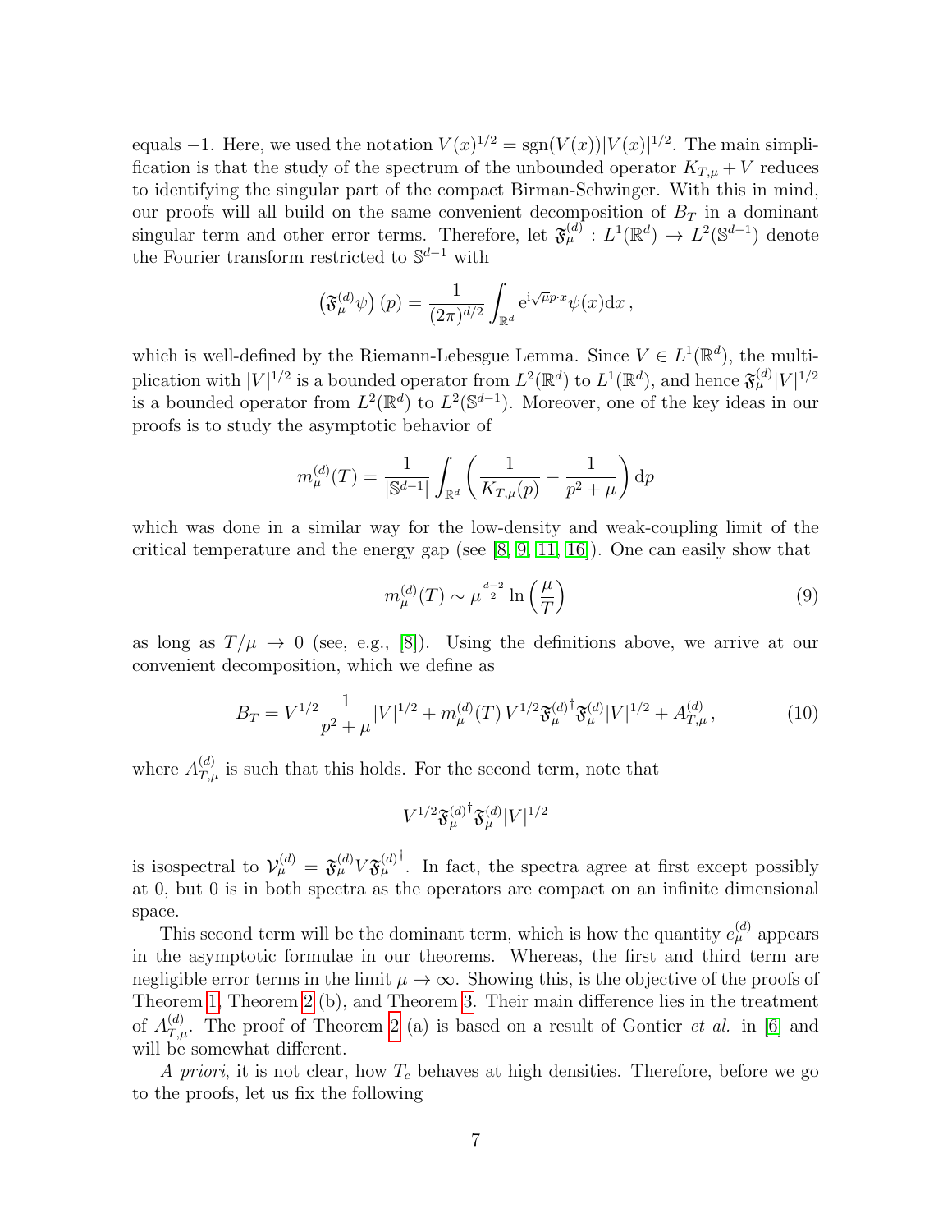equals −1. Here, we used the notation $V(x)^{1/2} = \mathrm{sgn}(V(x))|V(x)|^{1/2}$. The main simplification is that the study of the spectrum of the unbounded operator $K_{T,\mu} + V$ reduces to identifying the singular part of the compact Birman-Schwinger. With this in mind, our proofs will all build on the same convenient decomposition of $B_T$ in a dominant singular term and other error terms. Therefore, let $\mathfrak{F}_\mu^{(d)} : L^1(\mathbb{R}^d) \to L^2(\mathbb{S}^{d-1})$ denote the Fourier transform restricted to $\mathbb{S}^{d-1}$ with

$$\left(\mathfrak{F}_\mu^{(d)}\psi\right)(p) = \frac{1}{(2\pi)^{d/2}} \int_{\mathbb{R}^d} \mathrm{e}^{\mathrm{i}\sqrt{\mu}p\cdot x}\psi(x)\mathrm{d}x\,,$$

which is well-defined by the Riemann-Lebesgue Lemma. Since $V \in L^1(\mathbb{R}^d)$, the multiplication with $|V|^{1/2}$ is a bounded operator from $L^2(\mathbb{R}^d)$ to $L^1(\mathbb{R}^d)$, and hence $\mathfrak{F}_\mu^{(d)}|V|^{1/2}$ is a bounded operator from $L^2(\mathbb{R}^d)$ to $L^2(\mathbb{S}^{d-1})$. Moreover, one of the key ideas in our proofs is to study the asymptotic behavior of

$$m_\mu^{(d)}(T) = \frac{1}{|\mathbb{S}^{d-1}|}\int_{\mathbb{R}^d}\left(\frac{1}{K_{T,\mu}(p)} - \frac{1}{p^2+\mu}\right)\mathrm{d}p$$

which was done in a similar way for the low-density and weak-coupling limit of the critical temperature and the energy gap (see [8, 9, 11, 16]). One can easily show that

$$m_\mu^{(d)}(T) \sim \mu^{\frac{d-2}{2}} \ln\left(\frac{\mu}{T}\right) \tag{9}$$

as long as $T/\mu \to 0$ (see, e.g., [8]). Using the definitions above, we arrive at our convenient decomposition, which we define as

$$B_T = V^{1/2}\frac{1}{p^2+\mu}|V|^{1/2} + m_\mu^{(d)}(T)\, V^{1/2}\mathfrak{F}_\mu^{(d)\dagger}\mathfrak{F}_\mu^{(d)}|V|^{1/2} + A_{T,\mu}^{(d)}\,, \tag{10}$$

where $A_{T,\mu}^{(d)}$ is such that this holds. For the second term, note that

$$V^{1/2}\mathfrak{F}_\mu^{(d)\dagger}\mathfrak{F}_\mu^{(d)}|V|^{1/2}$$

is isospectral to $\mathcal{V}_\mu^{(d)} = \mathfrak{F}_\mu^{(d)}V\mathfrak{F}_\mu^{(d)\dagger}$. In fact, the spectra agree at first except possibly at 0, but 0 is in both spectra as the operators are compact on an infinite dimensional space.

This second term will be the dominant term, which is how the quantity $e_\mu^{(d)}$ appears in the asymptotic formulae in our theorems. Whereas, the first and third term are negligible error terms in the limit $\mu \to \infty$. Showing this, is the objective of the proofs of Theorem 1, Theorem 2 (b), and Theorem 3. Their main difference lies in the treatment of $A_{T,\mu}^{(d)}$. The proof of Theorem 2 (a) is based on a result of Gontier *et al.* in [6] and will be somewhat different.

*A priori*, it is not clear, how $T_c$ behaves at high densities. Therefore, before we go to the proofs, let us fix the following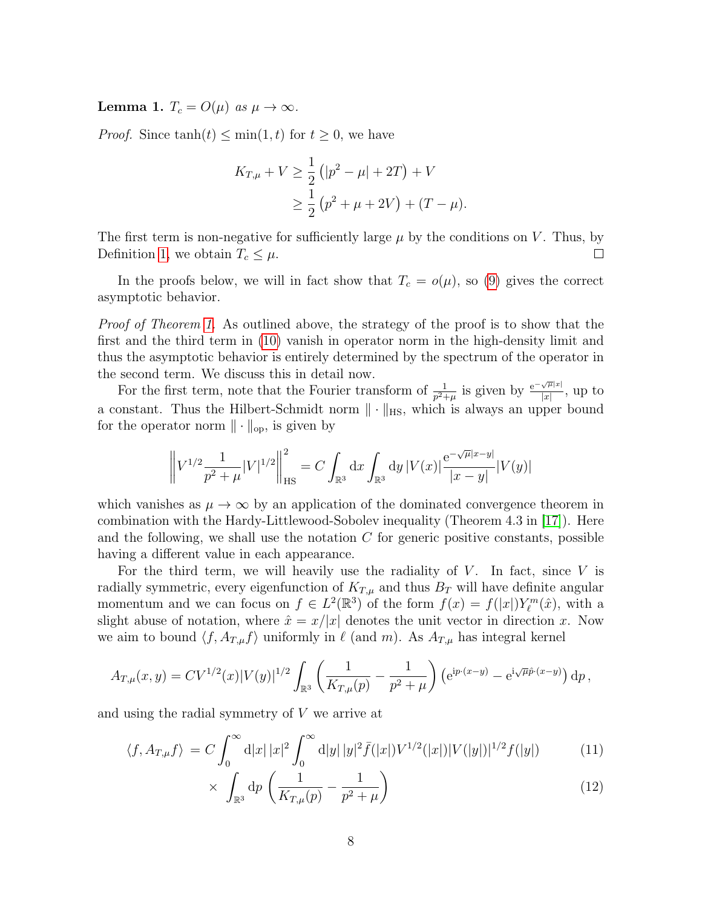**Lemma 1.** *$T_c = O(\mu)$ as $\mu \to \infty$.*

*Proof.* Since $\tanh(t) \leq \min(1, t)$ for $t \geq 0$, we have

$$
\begin{aligned}
K_{T,\mu} + V &\geq \frac{1}{2}\left(|p^2 - \mu| + 2T\right) + V \\
&\geq \frac{1}{2}\left(p^2 + \mu + 2V\right) + (T - \mu).
\end{aligned}
$$

The first term is non-negative for sufficiently large $\mu$ by the conditions on $V$. Thus, by Definition 1, we obtain $T_c \leq \mu$. $\square$

In the proofs below, we will in fact show that $T_c = o(\mu)$, so (9) gives the correct asymptotic behavior.

*Proof of Theorem 1.* As outlined above, the strategy of the proof is to show that the first and the third term in (10) vanish in operator norm in the high-density limit and thus the asymptotic behavior is entirely determined by the spectrum of the operator in the second term. We discuss this in detail now.

For the first term, note that the Fourier transform of $\frac{1}{p^2+\mu}$ is given by $\frac{\mathrm{e}^{-\sqrt{\mu}|x|}}{|x|}$, up to a constant. Thus the Hilbert-Schmidt norm $\|\cdot\|_{\mathrm{HS}}$, which is always an upper bound for the operator norm $\|\cdot\|_{\mathrm{op}}$, is given by

$$
\left\| V^{1/2}\frac{1}{p^2+\mu}|V|^{1/2}\right\|_{\mathrm{HS}}^2 = C\int_{\mathbb{R}^3}\mathrm{d}x\int_{\mathbb{R}^3}\mathrm{d}y\,|V(x)|\frac{\mathrm{e}^{-\sqrt{\mu}|x-y|}}{|x-y|}|V(y)|
$$

which vanishes as $\mu \to \infty$ by an application of the dominated convergence theorem in combination with the Hardy-Littlewood-Sobolev inequality (Theorem 4.3 in [17]). Here and the following, we shall use the notation $C$ for generic positive constants, possible having a different value in each appearance.

For the third term, we will heavily use the radiality of $V$. In fact, since $V$ is radially symmetric, every eigenfunction of $K_{T,\mu}$ and thus $B_T$ will have definite angular momentum and we can focus on $f \in L^2(\mathbb{R}^3)$ of the form $f(x) = f(|x|)Y_\ell^m(\hat{x})$, with a slight abuse of notation, where $\hat{x} = x/|x|$ denotes the unit vector in direction $x$. Now we aim to bound $\langle f, A_{T,\mu} f\rangle$ uniformly in $\ell$ (and $m$). As $A_{T,\mu}$ has integral kernel

$$
A_{T,\mu}(x,y) = CV^{1/2}(x)|V(y)|^{1/2}\int_{\mathbb{R}^3}\left(\frac{1}{K_{T,\mu}(p)} - \frac{1}{p^2+\mu}\right)\left(\mathrm{e}^{\mathrm{i}p\cdot(x-y)} - \mathrm{e}^{\mathrm{i}\sqrt{\mu}\hat{p}\cdot(x-y)}\right)\mathrm{d}p\,,
$$

and using the radial symmetry of $V$ we arrive at

$$
\begin{aligned}
\langle f, A_{T,\mu} f\rangle &= C\int_0^\infty \mathrm{d}|x|\,|x|^2\int_0^\infty \mathrm{d}|y|\,|y|^2\bar{f}(|x|)V^{1/2}(|x|)|V(|y|)|^{1/2}f(|y|) &(11)\\
&\quad\times \int_{\mathbb{R}^3}\mathrm{d}p\left(\frac{1}{K_{T,\mu}(p)} - \frac{1}{p^2+\mu}\right) &(12)
\end{aligned}
$$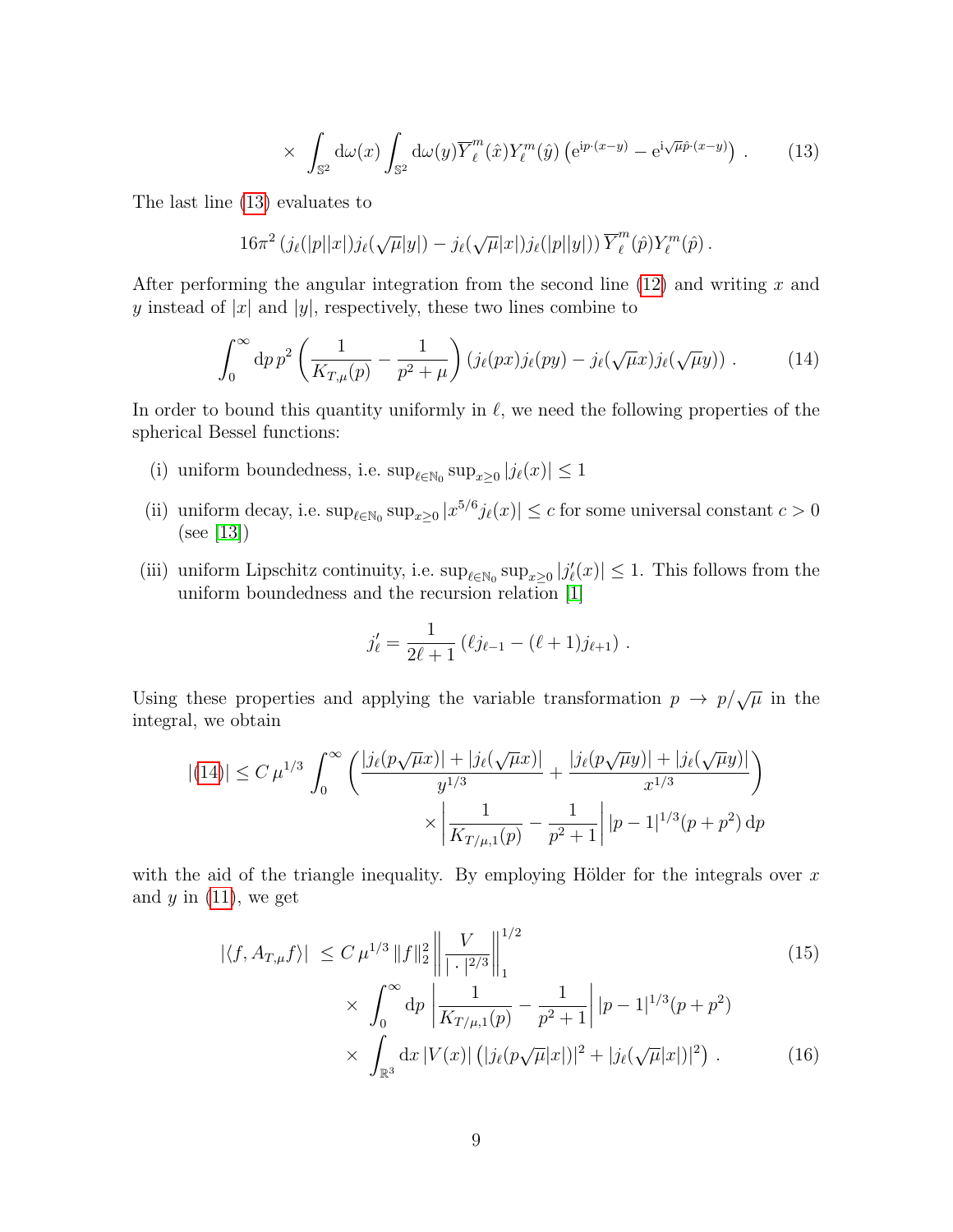$$
\times \int_{\mathbb{S}^2} \mathrm{d}\omega(x) \int_{\mathbb{S}^2} \mathrm{d}\omega(y) \overline{Y}_\ell^m(\hat{x}) Y_\ell^m(\hat{y}) \left( \mathrm{e}^{\mathrm{i}p\cdot(x-y)} - \mathrm{e}^{\mathrm{i}\sqrt{\mu}\hat{p}\cdot(x-y)} \right) . \tag{13}
$$

The last line (13) evaluates to

$$
16\pi^2 \left( j_\ell(|p||x|) j_\ell(\sqrt{\mu}|y|) - j_\ell(\sqrt{\mu}|x|) j_\ell(|p||y|) \right) \overline{Y}_\ell^m(\hat{p}) Y_\ell^m(\hat{p}) .
$$

After performing the angular integration from the second line (12) and writing $x$ and $y$ instead of $|x|$ and $|y|$, respectively, these two lines combine to

$$
\int_0^\infty \mathrm{d}p\, p^2 \left( \frac{1}{K_{T,\mu}(p)} - \frac{1}{p^2+\mu} \right) \left( j_\ell(px) j_\ell(py) - j_\ell(\sqrt{\mu}x) j_\ell(\sqrt{\mu}y) \right) . \tag{14}
$$

In order to bound this quantity uniformly in $\ell$, we need the following properties of the spherical Bessel functions:

(i) uniform boundedness, i.e. $\sup_{\ell\in\mathbb{N}_0} \sup_{x\geq 0} |j_\ell(x)| \leq 1$

(ii) uniform decay, i.e. $\sup_{\ell\in\mathbb{N}_0} \sup_{x\geq 0} |x^{5/6} j_\ell(x)| \leq c$ for some universal constant $c > 0$ (see [13])

(iii) uniform Lipschitz continuity, i.e. $\sup_{\ell\in\mathbb{N}_0} \sup_{x\geq 0} |j_\ell'(x)| \leq 1$. This follows from the uniform boundedness and the recursion relation [1]

$$
j_\ell' = \frac{1}{2\ell+1} \left( \ell j_{\ell-1} - (\ell+1) j_{\ell+1} \right) .
$$

Using these properties and applying the variable transformation $p \to p/\sqrt{\mu}$ in the integral, we obtain

$$
\begin{aligned}
|(14)| \leq C\,\mu^{1/3} \int_0^\infty \left( \frac{|j_\ell(p\sqrt{\mu}x)| + |j_\ell(\sqrt{\mu}x)|}{y^{1/3}} + \frac{|j_\ell(p\sqrt{\mu}y)| + |j_\ell(\sqrt{\mu}y)|}{x^{1/3}} \right) \\
\times \left| \frac{1}{K_{T/\mu,1}(p)} - \frac{1}{p^2+1} \right| |p-1|^{1/3} (p+p^2)\, \mathrm{d}p
\end{aligned}
$$

with the aid of the triangle inequality. By employing Hölder for the integrals over $x$ and $y$ in (11), we get

$$
\begin{aligned}
|\langle f, A_{T,\mu} f \rangle| \;&\leq C\,\mu^{1/3}\, \|f\|_2^2 \left\| \frac{V}{|\cdot|^{2/3}} \right\|_1^{1/2} \qquad (15) \\
&\quad \times \int_0^\infty \mathrm{d}p \left| \frac{1}{K_{T/\mu,1}(p)} - \frac{1}{p^2+1} \right| |p-1|^{1/3} (p+p^2) \\
&\quad \times \int_{\mathbb{R}^3} \mathrm{d}x\, |V(x)| \left( |j_\ell(p\sqrt{\mu}|x|)|^2 + |j_\ell(\sqrt{\mu}|x|)|^2 \right) . \qquad (16)
\end{aligned}
$$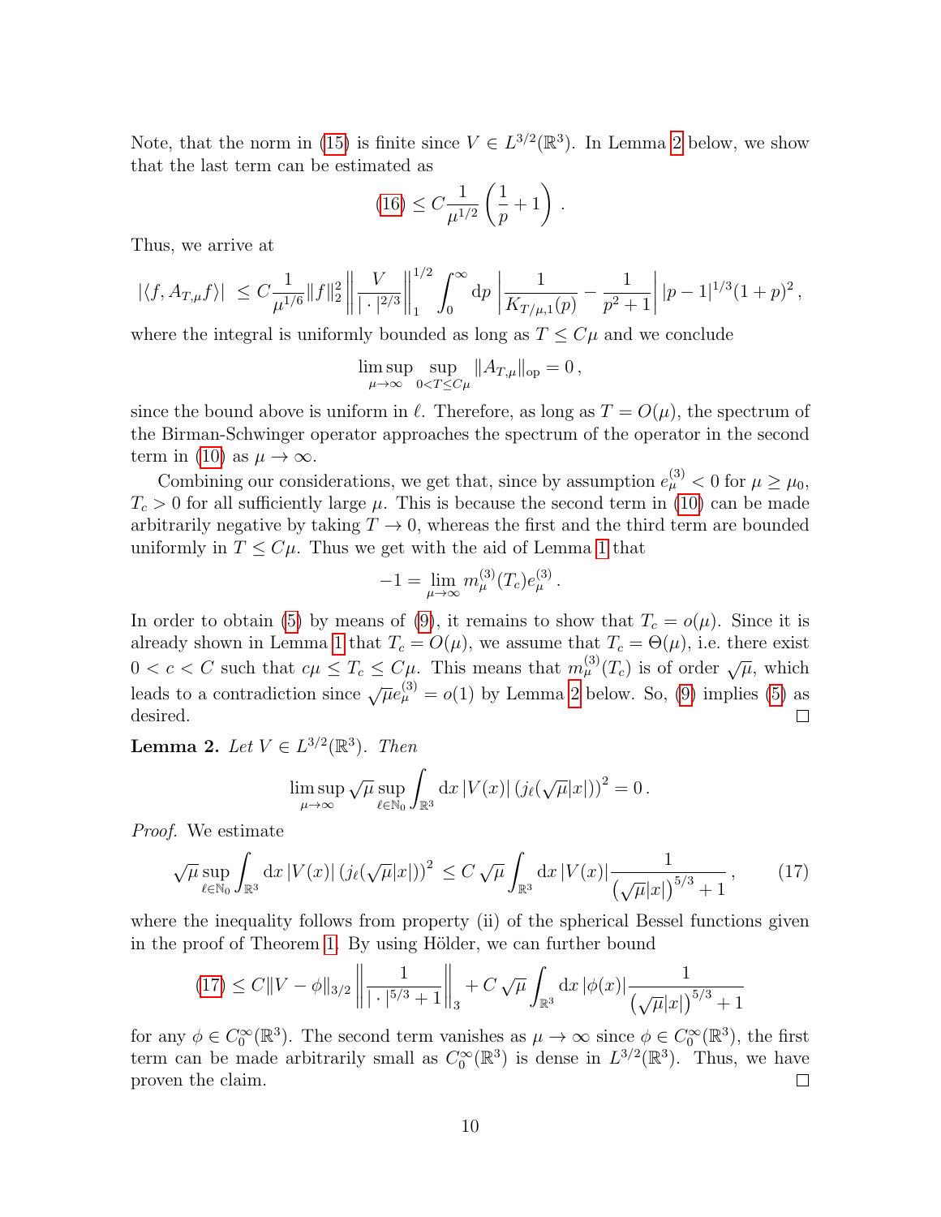Note, that the norm in (15) is finite since $V \in L^{3/2}(\mathbb{R}^3)$. In Lemma 2 below, we show that the last term can be estimated as

$$(16) \leq C \frac{1}{\mu^{1/2}} \left( \frac{1}{p} + 1 \right) .$$

Thus, we arrive at

$$|\langle f, A_{T,\mu} f \rangle| \leq C \frac{1}{\mu^{1/6}} \|f\|_2^2 \left\| \frac{V}{|\cdot|^{2/3}} \right\|_1^{1/2} \int_0^\infty \mathrm{d}p \left| \frac{1}{K_{T/\mu,1}(p)} - \frac{1}{p^2+1} \right| |p-1|^{1/3} (1+p)^2 ,$$

where the integral is uniformly bounded as long as $T \leq C\mu$ and we conclude

$$\limsup_{\mu \to \infty} \sup_{0 < T \leq C\mu} \|A_{T,\mu}\|_{\mathrm{op}} = 0 ,$$

since the bound above is uniform in $\ell$. Therefore, as long as $T = O(\mu)$, the spectrum of the Birman-Schwinger operator approaches the spectrum of the operator in the second term in (10) as $\mu \to \infty$.

Combining our considerations, we get that, since by assumption $e_\mu^{(3)} < 0$ for $\mu \geq \mu_0$, $T_c > 0$ for all sufficiently large $\mu$. This is because the second term in (10) can be made arbitrarily negative by taking $T \to 0$, whereas the first and the third term are bounded uniformly in $T \leq C\mu$. Thus we get with the aid of Lemma 1 that

$$-1 = \lim_{\mu \to \infty} m_\mu^{(3)}(T_c) e_\mu^{(3)} .$$

In order to obtain (5) by means of (9), it remains to show that $T_c = o(\mu)$. Since it is already shown in Lemma 1 that $T_c = O(\mu)$, we assume that $T_c = \Theta(\mu)$, i.e. there exist $0 < c < C$ such that $c\mu \leq T_c \leq C\mu$. This means that $m_\mu^{(3)}(T_c)$ is of order $\sqrt{\mu}$, which leads to a contradiction since $\sqrt{\mu} e_\mu^{(3)} = o(1)$ by Lemma 2 below. So, (9) implies (5) as desired. □

**Lemma 2.** *Let $V \in L^{3/2}(\mathbb{R}^3)$. Then*

$$\limsup_{\mu \to \infty} \sqrt{\mu} \sup_{\ell \in \mathbb{N}_0} \int_{\mathbb{R}^3} \mathrm{d}x \, |V(x)| \left( j_\ell(\sqrt{\mu}|x|) \right)^2 = 0 .$$

*Proof.* We estimate

$$\sqrt{\mu} \sup_{\ell \in \mathbb{N}_0} \int_{\mathbb{R}^3} \mathrm{d}x \, |V(x)| \left( j_\ell(\sqrt{\mu}|x|) \right)^2 \leq C \sqrt{\mu} \int_{\mathbb{R}^3} \mathrm{d}x \, |V(x)| \frac{1}{\left(\sqrt{\mu}|x|\right)^{5/3} + 1} , \tag{17}$$

where the inequality follows from property (ii) of the spherical Bessel functions given in the proof of Theorem 1. By using Hölder, we can further bound

$$(17) \leq C \|V - \phi\|_{3/2} \left\| \frac{1}{|\cdot|^{5/3} + 1} \right\|_3 + C \sqrt{\mu} \int_{\mathbb{R}^3} \mathrm{d}x \, |\phi(x)| \frac{1}{\left(\sqrt{\mu}|x|\right)^{5/3} + 1}$$

for any $\phi \in C_0^\infty(\mathbb{R}^3)$. The second term vanishes as $\mu \to \infty$ since $\phi \in C_0^\infty(\mathbb{R}^3)$, the first term can be made arbitrarily small as $C_0^\infty(\mathbb{R}^3)$ is dense in $L^{3/2}(\mathbb{R}^3)$. Thus, we have proven the claim. □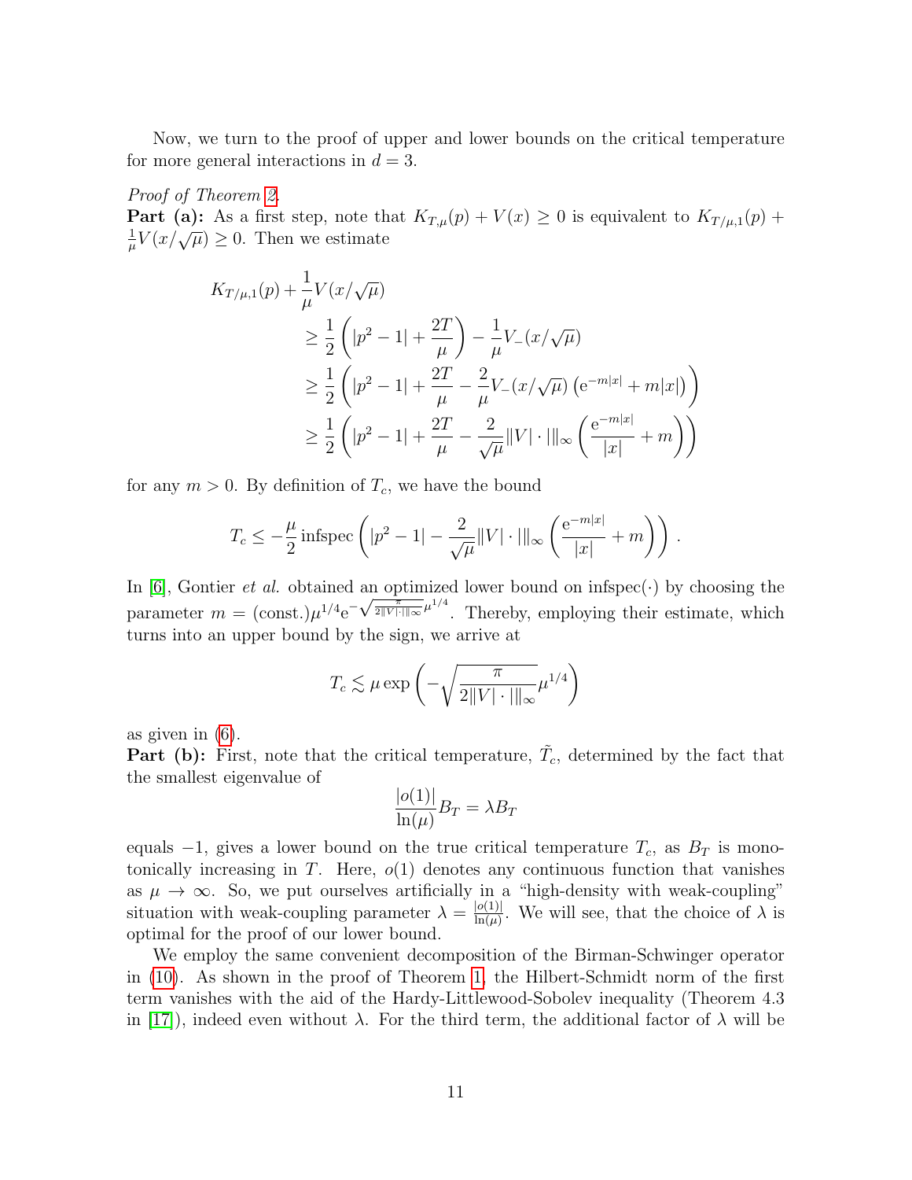Now, we turn to the proof of upper and lower bounds on the critical temperature for more general interactions in $d = 3$.

*Proof of Theorem 2.*
**Part (a):** As a first step, note that $K_{T,\mu}(p) + V(x) \geq 0$ is equivalent to $K_{T/\mu,1}(p) + \frac{1}{\mu}V(x/\sqrt{\mu}) \geq 0$. Then we estimate

$$
\begin{aligned}
K_{T/\mu,1}(p) &+ \frac{1}{\mu}V(x/\sqrt{\mu}) \\
&\geq \frac{1}{2}\left(|p^2 - 1| + \frac{2T}{\mu}\right) - \frac{1}{\mu}V_-(x/\sqrt{\mu}) \\
&\geq \frac{1}{2}\left(|p^2 - 1| + \frac{2T}{\mu} - \frac{2}{\mu}V_-(x/\sqrt{\mu})\left(\mathrm{e}^{-m|x|} + m|x|\right)\right) \\
&\geq \frac{1}{2}\left(|p^2 - 1| + \frac{2T}{\mu} - \frac{2}{\sqrt{\mu}}\||V| \cdot |\|_\infty\left(\frac{\mathrm{e}^{-m|x|}}{|x|} + m\right)\right)
\end{aligned}
$$

for any $m > 0$. By definition of $T_c$, we have the bound

$$
T_c \leq -\frac{\mu}{2}\,\mathrm{infspec}\left(|p^2 - 1| - \frac{2}{\sqrt{\mu}}\||V| \cdot |\|_\infty\left(\frac{\mathrm{e}^{-m|x|}}{|x|} + m\right)\right).
$$

In [6], Gontier *et al.* obtained an optimized lower bound on infspec$(\cdot)$ by choosing the parameter $m = (\text{const.})\mu^{1/4}\mathrm{e}^{-\sqrt{\frac{\pi}{2\||V|\cdot|\|_\infty}}\mu^{1/4}}$. Thereby, employing their estimate, which turns into an upper bound by the sign, we arrive at

$$
T_c \lesssim \mu \exp\left(-\sqrt{\frac{\pi}{2\||V| \cdot |\|_\infty}}\mu^{1/4}\right)
$$

as given in (6).
**Part (b):** First, note that the critical temperature, $\tilde{T}_c$, determined by the fact that the smallest eigenvalue of

$$
\frac{|o(1)|}{\ln(\mu)}B_T = \lambda B_T
$$

equals $-1$, gives a lower bound on the true critical temperature $T_c$, as $B_T$ is monotonically increasing in $T$. Here, $o(1)$ denotes any continuous function that vanishes as $\mu \to \infty$. So, we put ourselves artificially in a "high-density with weak-coupling" situation with weak-coupling parameter $\lambda = \frac{|o(1)|}{\ln(\mu)}$. We will see, that the choice of $\lambda$ is optimal for the proof of our lower bound.

We employ the same convenient decomposition of the Birman-Schwinger operator in (10). As shown in the proof of Theorem 1, the Hilbert-Schmidt norm of the first term vanishes with the aid of the Hardy-Littlewood-Sobolev inequality (Theorem 4.3 in [17]), indeed even without $\lambda$. For the third term, the additional factor of $\lambda$ will be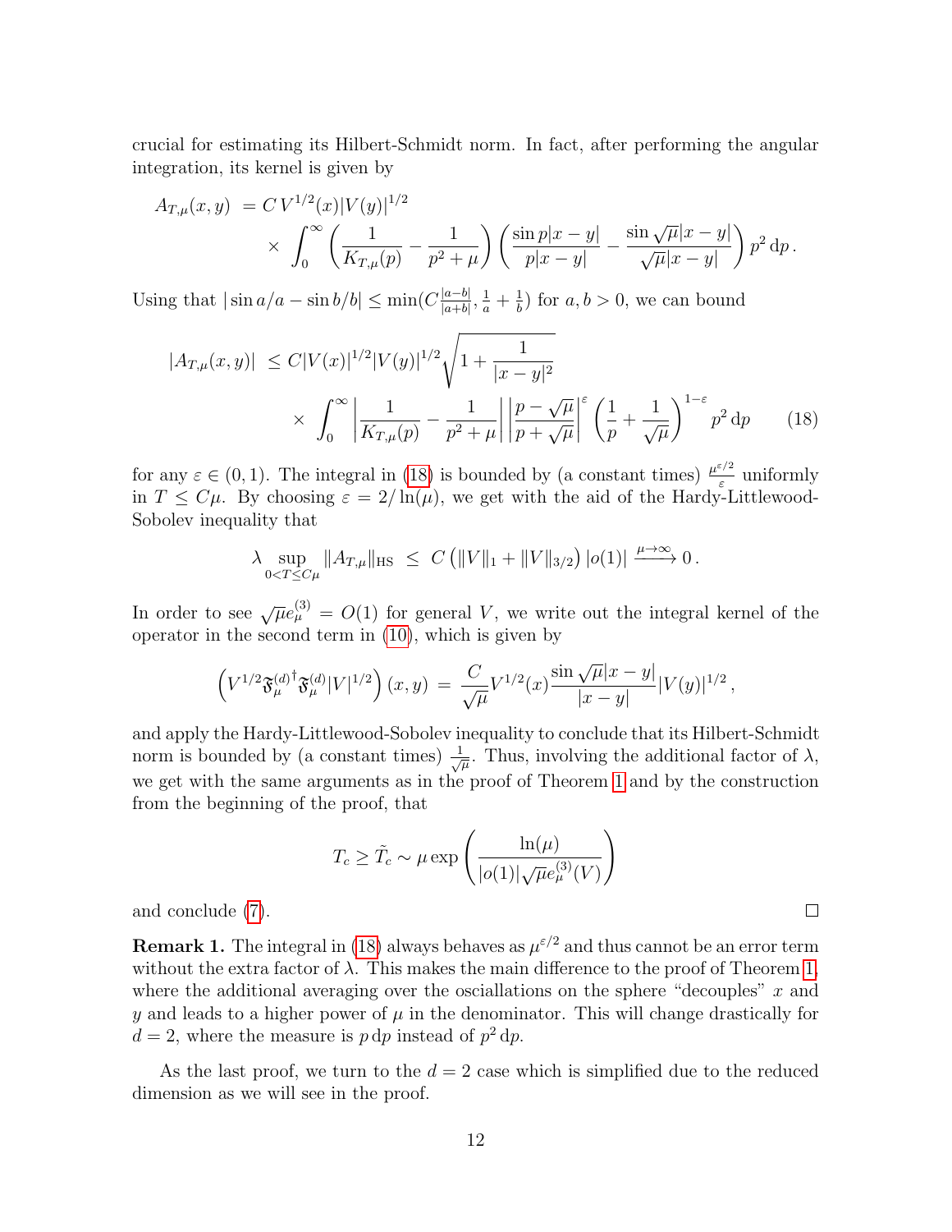crucial for estimating its Hilbert-Schmidt norm. In fact, after performing the angular integration, its kernel is given by

$$A_{T,\mu}(x,y) \;=\; C\, V^{1/2}(x)|V(y)|^{1/2} \times \int_0^\infty \left(\frac{1}{K_{T,\mu}(p)} - \frac{1}{p^2+\mu}\right)\left(\frac{\sin p|x-y|}{p|x-y|} - \frac{\sin\sqrt{\mu}|x-y|}{\sqrt{\mu}|x-y|}\right) p^2\,\mathrm{d}p\,.$$

Using that $|\sin a/a - \sin b/b| \le \min(C\frac{|a-b|}{|a+b|}, \frac{1}{a}+\frac{1}{b})$ for $a,b>0$, we can bound

$$|A_{T,\mu}(x,y)| \;\le\; C|V(x)|^{1/2}|V(y)|^{1/2}\sqrt{1+\frac{1}{|x-y|^2}} \times \int_0^\infty \left|\frac{1}{K_{T,\mu}(p)} - \frac{1}{p^2+\mu}\right|\left|\frac{p-\sqrt{\mu}}{p+\sqrt{\mu}}\right|^{\varepsilon}\left(\frac{1}{p}+\frac{1}{\sqrt{\mu}}\right)^{1-\varepsilon} p^2\,\mathrm{d}p \tag{18}$$

for any $\varepsilon\in(0,1)$. The integral in (18) is bounded by (a constant times) $\frac{\mu^{\varepsilon/2}}{\varepsilon}$ uniformly in $T\le C\mu$. By choosing $\varepsilon = 2/\ln(\mu)$, we get with the aid of the Hardy-Littlewood-Sobolev inequality that

$$\lambda \sup_{0<T\le C\mu}\|A_{T,\mu}\|_{\mathrm{HS}} \;\le\; C\left(\|V\|_1 + \|V\|_{3/2}\right)|o(1)| \xrightarrow{\mu\to\infty} 0\,.$$

In order to see $\sqrt{\mu}e_\mu^{(3)} = O(1)$ for general $V$, we write out the integral kernel of the operator in the second term in (10), which is given by

$$\left(V^{1/2}\mathfrak{F}_\mu^{(d)\dagger}\mathfrak{F}_\mu^{(d)}|V|^{1/2}\right)(x,y) \;=\; \frac{C}{\sqrt{\mu}}V^{1/2}(x)\frac{\sin\sqrt{\mu}|x-y|}{|x-y|}|V(y)|^{1/2}\,,$$

and apply the Hardy-Littlewood-Sobolev inequality to conclude that its Hilbert-Schmidt norm is bounded by (a constant times) $\frac{1}{\sqrt{\mu}}$. Thus, involving the additional factor of $\lambda$, we get with the same arguments as in the proof of Theorem 1 and by the construction from the beginning of the proof, that

$$T_c \ge \tilde{T}_c \sim \mu \exp\left(\frac{\ln(\mu)}{|o(1)|\sqrt{\mu}e_\mu^{(3)}(V)}\right)$$

and conclude (7). □

**Remark 1.** The integral in (18) always behaves as $\mu^{\varepsilon/2}$ and thus cannot be an error term without the extra factor of $\lambda$. This makes the main difference to the proof of Theorem 1, where the additional averaging over the osciallations on the sphere "decouples" $x$ and $y$ and leads to a higher power of $\mu$ in the denominator. This will change drastically for $d=2$, where the measure is $p\,\mathrm{d}p$ instead of $p^2\,\mathrm{d}p$.

As the last proof, we turn to the $d=2$ case which is simplified due to the reduced dimension as we will see in the proof.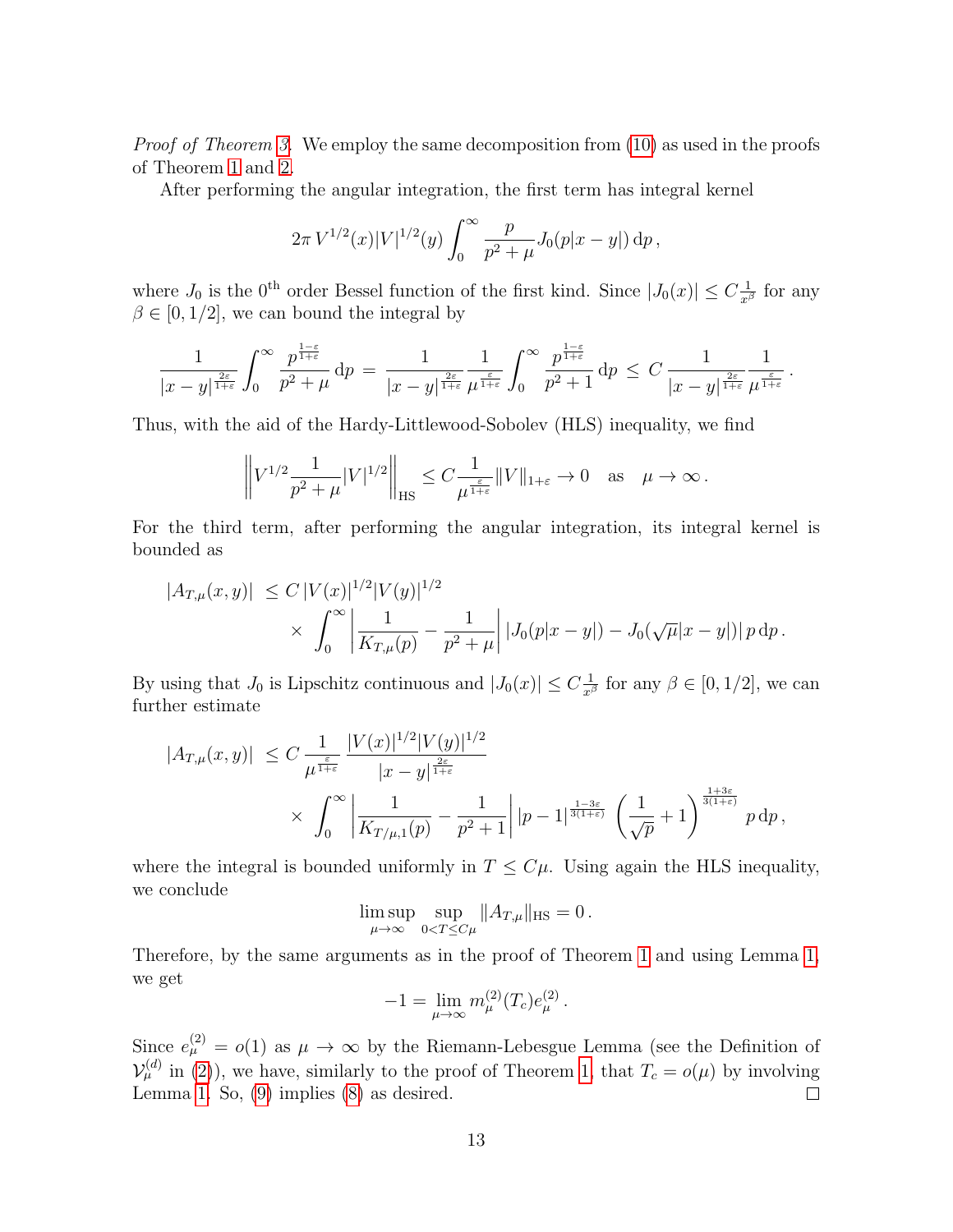*Proof of Theorem 3.* We employ the same decomposition from (10) as used in the proofs of Theorem 1 and 2.

After performing the angular integration, the first term has integral kernel

$$2\pi\, V^{1/2}(x)|V|^{1/2}(y) \int_0^\infty \frac{p}{p^2+\mu} J_0(p|x-y|)\,\mathrm{d}p\,,$$

where $J_0$ is the $0^{\text{th}}$ order Bessel function of the first kind. Since $|J_0(x)| \le C\frac{1}{x^\beta}$ for any $\beta \in [0,1/2]$, we can bound the integral by

$$\frac{1}{|x-y|^{\frac{2\varepsilon}{1+\varepsilon}}} \int_0^\infty \frac{p^{\frac{1-\varepsilon}{1+\varepsilon}}}{p^2+\mu}\,\mathrm{d}p \,=\, \frac{1}{|x-y|^{\frac{2\varepsilon}{1+\varepsilon}}} \frac{1}{\mu^{\frac{\varepsilon}{1+\varepsilon}}} \int_0^\infty \frac{p^{\frac{1-\varepsilon}{1+\varepsilon}}}{p^2+1}\,\mathrm{d}p \,\le\, C\,\frac{1}{|x-y|^{\frac{2\varepsilon}{1+\varepsilon}}} \frac{1}{\mu^{\frac{\varepsilon}{1+\varepsilon}}}\,.$$

Thus, with the aid of the Hardy-Littlewood-Sobolev (HLS) inequality, we find

$$\left\| V^{1/2} \frac{1}{p^2+\mu} |V|^{1/2} \right\|_{\mathrm{HS}} \le C \frac{1}{\mu^{\frac{\varepsilon}{1+\varepsilon}}} \|V\|_{1+\varepsilon} \to 0 \quad \text{as} \quad \mu \to \infty\,.$$

For the third term, after performing the angular integration, its integral kernel is bounded as

$$\begin{aligned}
|A_{T,\mu}(x,y)| \;&\le C\, |V(x)|^{1/2} |V(y)|^{1/2} \\
&\quad\times \int_0^\infty \left| \frac{1}{K_{T,\mu}(p)} - \frac{1}{p^2+\mu} \right| |J_0(p|x-y|) - J_0(\sqrt{\mu}|x-y|)|\, p\,\mathrm{d}p\,.
\end{aligned}$$

By using that $J_0$ is Lipschitz continuous and $|J_0(x)| \le C\frac{1}{x^\beta}$ for any $\beta \in [0,1/2]$, we can further estimate

$$\begin{aligned}
|A_{T,\mu}(x,y)| \;&\le C\, \frac{1}{\mu^{\frac{\varepsilon}{1+\varepsilon}}} \frac{|V(x)|^{1/2}|V(y)|^{1/2}}{|x-y|^{\frac{2\varepsilon}{1+\varepsilon}}} \\
&\quad\times \int_0^\infty \left| \frac{1}{K_{T/\mu,1}(p)} - \frac{1}{p^2+1} \right| |p-1|^{\frac{1-3\varepsilon}{3(1+\varepsilon)}} \left( \frac{1}{\sqrt{p}} + 1 \right)^{\frac{1+3\varepsilon}{3(1+\varepsilon)}} p\,\mathrm{d}p\,,
\end{aligned}$$

where the integral is bounded uniformly in $T \le C\mu$. Using again the HLS inequality, we conclude

$$\limsup_{\mu\to\infty} \sup_{0<T\le C\mu} \|A_{T,\mu}\|_{\mathrm{HS}} = 0\,.$$

Therefore, by the same arguments as in the proof of Theorem 1 and using Lemma 1, we get

$$-1 = \lim_{\mu\to\infty} m_\mu^{(2)}(T_c) e_\mu^{(2)}\,.$$

Since $e_\mu^{(2)} = o(1)$ as $\mu \to \infty$ by the Riemann-Lebesgue Lemma (see the Definition of $\mathcal{V}_\mu^{(d)}$ in (2)), we have, similarly to the proof of Theorem 1, that $T_c = o(\mu)$ by involving Lemma 1. So, (9) implies (8) as desired. □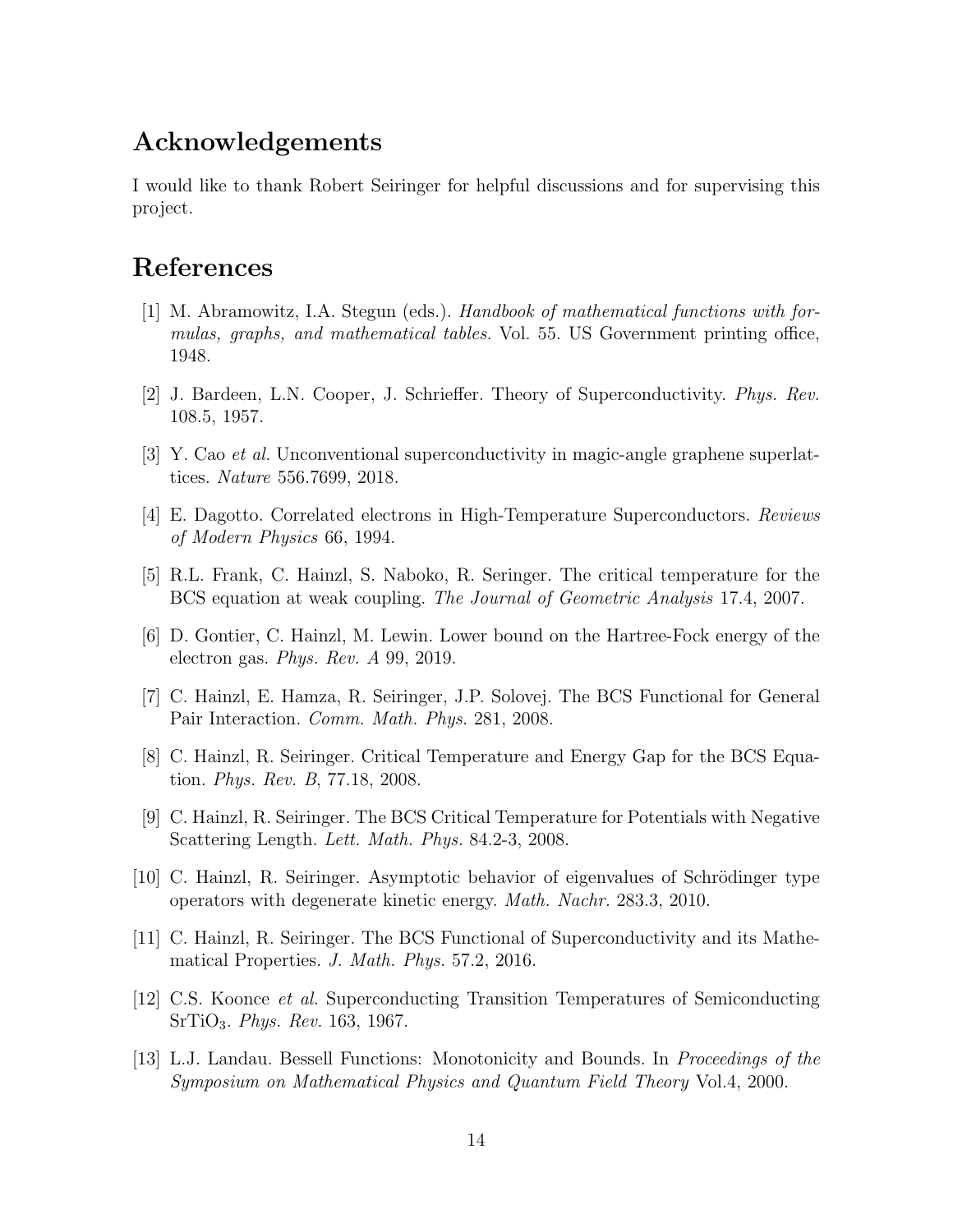## Acknowledgements

I would like to thank Robert Seiringer for helpful discussions and for supervising this project.

## References

[1] M. Abramowitz, I.A. Stegun (eds.). *Handbook of mathematical functions with formulas, graphs, and mathematical tables.* Vol. 55. US Government printing office, 1948.

[2] J. Bardeen, L.N. Cooper, J. Schrieffer. Theory of Superconductivity. *Phys. Rev.* 108.5, 1957.

[3] Y. Cao *et al.* Unconventional superconductivity in magic-angle graphene superlattices. *Nature* 556.7699, 2018.

[4] E. Dagotto. Correlated electrons in High-Temperature Superconductors. *Reviews of Modern Physics* 66, 1994.

[5] R.L. Frank, C. Hainzl, S. Naboko, R. Seringer. The critical temperature for the BCS equation at weak coupling. *The Journal of Geometric Analysis* 17.4, 2007.

[6] D. Gontier, C. Hainzl, M. Lewin. Lower bound on the Hartree-Fock energy of the electron gas. *Phys. Rev. A* 99, 2019.

[7] C. Hainzl, E. Hamza, R. Seiringer, J.P. Solovej. The BCS Functional for General Pair Interaction. *Comm. Math. Phys.* 281, 2008.

[8] C. Hainzl, R. Seiringer. Critical Temperature and Energy Gap for the BCS Equation. *Phys. Rev. B*, 77.18, 2008.

[9] C. Hainzl, R. Seiringer. The BCS Critical Temperature for Potentials with Negative Scattering Length. *Lett. Math. Phys.* 84.2-3, 2008.

[10] C. Hainzl, R. Seiringer. Asymptotic behavior of eigenvalues of Schrödinger type operators with degenerate kinetic energy. *Math. Nachr.* 283.3, 2010.

[11] C. Hainzl, R. Seiringer. The BCS Functional of Superconductivity and its Mathematical Properties. *J. Math. Phys.* 57.2, 2016.

[12] C.S. Koonce *et al.* Superconducting Transition Temperatures of Semiconducting $SrTiO_3$. *Phys. Rev.* 163, 1967.

[13] L.J. Landau. Bessell Functions: Monotonicity and Bounds. In *Proceedings of the Symposium on Mathematical Physics and Quantum Field Theory* Vol.4, 2000.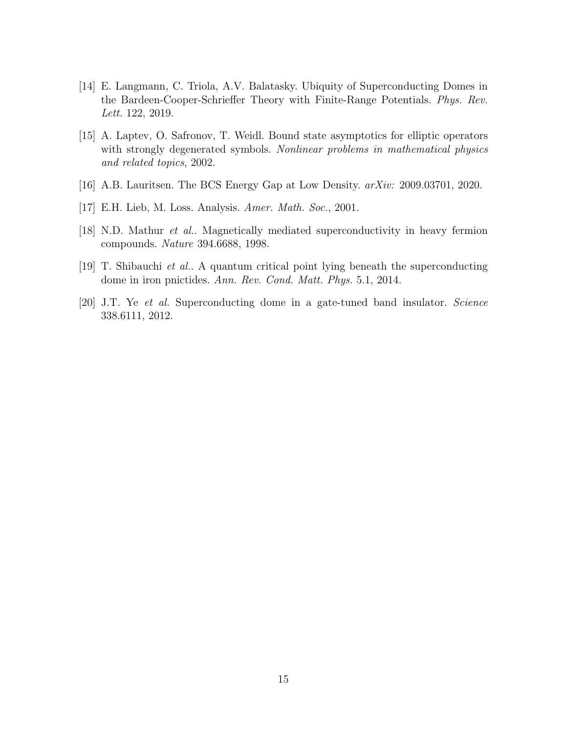[14] E. Langmann, C. Triola, A.V. Balatasky. Ubiquity of Superconducting Domes in the Bardeen-Cooper-Schrieffer Theory with Finite-Range Potentials. *Phys. Rev. Lett.* 122, 2019.

[15] A. Laptev, O. Safronov, T. Weidl. Bound state asymptotics for elliptic operators with strongly degenerated symbols. *Nonlinear problems in mathematical physics and related topics*, 2002.

[16] A.B. Lauritsen. The BCS Energy Gap at Low Density. *arXiv:* 2009.03701, 2020.

[17] E.H. Lieb, M. Loss. Analysis. *Amer. Math. Soc.*, 2001.

[18] N.D. Mathur *et al.*. Magnetically mediated superconductivity in heavy fermion compounds. *Nature* 394.6688, 1998.

[19] T. Shibauchi *et al.*. A quantum critical point lying beneath the superconducting dome in iron pnictides. *Ann. Rev. Cond. Matt. Phys.* 5.1, 2014.

[20] J.T. Ye *et al.* Superconducting dome in a gate-tuned band insulator. *Science* 338.6111, 2012.